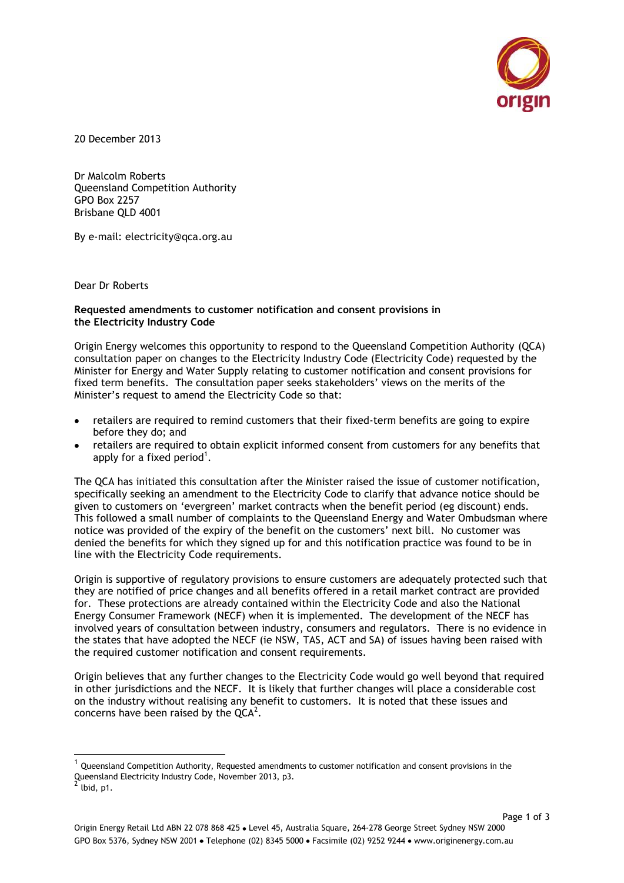20 December 2013

Dr Malcolm Roberts
Queensland Competition Authority
GPO Box 2257
Brisbane QLD 4001

By e-mail: electricity@qca.org.au

Dear Dr Roberts

**Requested amendments to customer notification and consent provisions in the Electricity Industry Code**

Origin Energy welcomes this opportunity to respond to the Queensland Competition Authority (QCA) consultation paper on changes to the Electricity Industry Code (Electricity Code) requested by the Minister for Energy and Water Supply relating to customer notification and consent provisions for fixed term benefits. The consultation paper seeks stakeholders' views on the merits of the Minister's request to amend the Electricity Code so that:

- retailers are required to remind customers that their fixed-term benefits are going to expire before they do; and
- retailers are required to obtain explicit informed consent from customers for any benefits that apply for a fixed period[1].

The QCA has initiated this consultation after the Minister raised the issue of customer notification, specifically seeking an amendment to the Electricity Code to clarify that advance notice should be given to customers on 'evergreen' market contracts when the benefit period (eg discount) ends. This followed a small number of complaints to the Queensland Energy and Water Ombudsman where notice was provided of the expiry of the benefit on the customers' next bill. No customer was denied the benefits for which they signed up for and this notification practice was found to be in line with the Electricity Code requirements.

Origin is supportive of regulatory provisions to ensure customers are adequately protected such that they are notified of price changes and all benefits offered in a retail market contract are provided for. These protections are already contained within the Electricity Code and also the National Energy Consumer Framework (NECF) when it is implemented. The development of the NECF has involved years of consultation between industry, consumers and regulators. There is no evidence in the states that have adopted the NECF (ie NSW, TAS, ACT and SA) of issues having been raised with the required customer notification and consent requirements.

Origin believes that any further changes to the Electricity Code would go well beyond that required in other jurisdictions and the NECF. It is likely that further changes will place a considerable cost on the industry without realising any benefit to customers. It is noted that these issues and concerns have been raised by the QCA[2].

---

[1] Queensland Competition Authority, Requested amendments to customer notification and consent provisions in the Queensland Electricity Industry Code, November 2013, p3.

[2] Ibid, p1.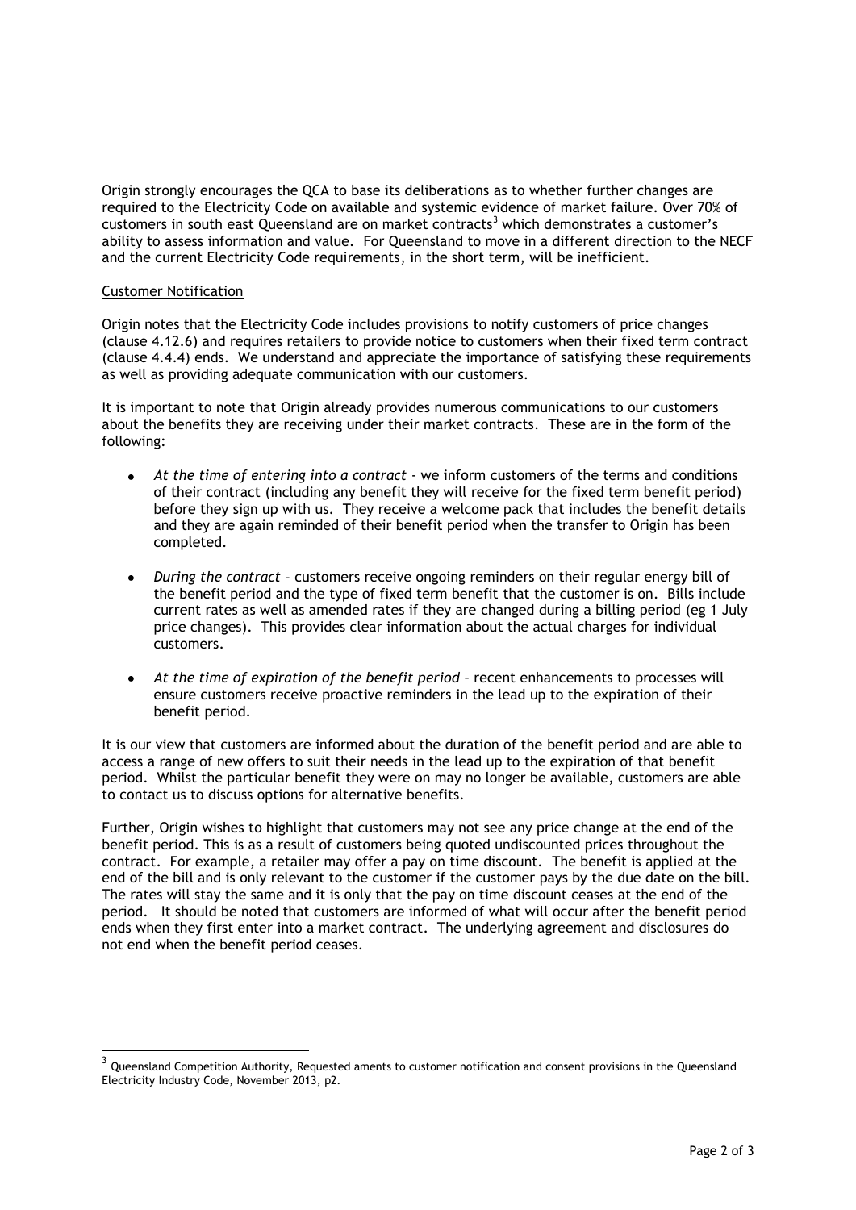Origin strongly encourages the QCA to base its deliberations as to whether further changes are required to the Electricity Code on available and systemic evidence of market failure. Over 70% of customers in south east Queensland are on market contracts[3] which demonstrates a customer's ability to assess information and value. For Queensland to move in a different direction to the NECF and the current Electricity Code requirements, in the short term, will be inefficient.

<u>Customer Notification</u>

Origin notes that the Electricity Code includes provisions to notify customers of price changes (clause 4.12.6) and requires retailers to provide notice to customers when their fixed term contract (clause 4.4.4) ends. We understand and appreciate the importance of satisfying these requirements as well as providing adequate communication with our customers.

It is important to note that Origin already provides numerous communications to our customers about the benefits they are receiving under their market contracts. These are in the form of the following:

- *At the time of entering into a contract* - we inform customers of the terms and conditions of their contract (including any benefit they will receive for the fixed term benefit period) before they sign up with us. They receive a welcome pack that includes the benefit details and they are again reminded of their benefit period when the transfer to Origin has been completed.

- *During the contract* – customers receive ongoing reminders on their regular energy bill of the benefit period and the type of fixed term benefit that the customer is on. Bills include current rates as well as amended rates if they are changed during a billing period (eg 1 July price changes). This provides clear information about the actual charges for individual customers.

- *At the time of expiration of the benefit period* – recent enhancements to processes will ensure customers receive proactive reminders in the lead up to the expiration of their benefit period.

It is our view that customers are informed about the duration of the benefit period and are able to access a range of new offers to suit their needs in the lead up to the expiration of that benefit period. Whilst the particular benefit they were on may no longer be available, customers are able to contact us to discuss options for alternative benefits.

Further, Origin wishes to highlight that customers may not see any price change at the end of the benefit period. This is as a result of customers being quoted undiscounted prices throughout the contract. For example, a retailer may offer a pay on time discount. The benefit is applied at the end of the bill and is only relevant to the customer if the customer pays by the due date on the bill. The rates will stay the same and it is only that the pay on time discount ceases at the end of the period. It should be noted that customers are informed of what will occur after the benefit period ends when they first enter into a market contract. The underlying agreement and disclosures do not end when the benefit period ceases.

---

[3] Queensland Competition Authority, Requested aments to customer notification and consent provisions in the Queensland Electricity Industry Code, November 2013, p2.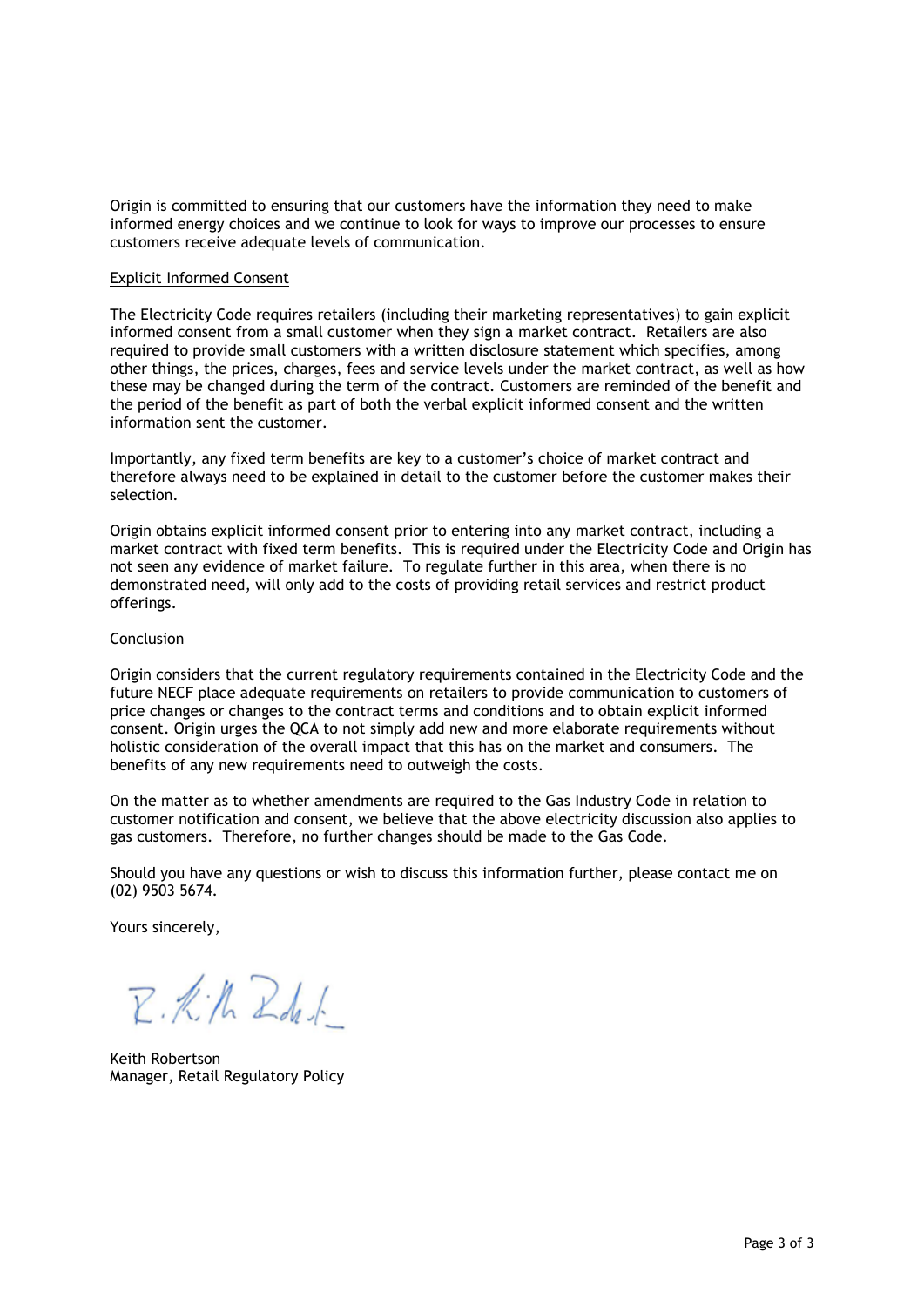Origin is committed to ensuring that our customers have the information they need to make informed energy choices and we continue to look for ways to improve our processes to ensure customers receive adequate levels of communication.

## Explicit Informed Consent

The Electricity Code requires retailers (including their marketing representatives) to gain explicit informed consent from a small customer when they sign a market contract. Retailers are also required to provide small customers with a written disclosure statement which specifies, among other things, the prices, charges, fees and service levels under the market contract, as well as how these may be changed during the term of the contract. Customers are reminded of the benefit and the period of the benefit as part of both the verbal explicit informed consent and the written information sent the customer.

Importantly, any fixed term benefits are key to a customer's choice of market contract and therefore always need to be explained in detail to the customer before the customer makes their selection.

Origin obtains explicit informed consent prior to entering into any market contract, including a market contract with fixed term benefits. This is required under the Electricity Code and Origin has not seen any evidence of market failure. To regulate further in this area, when there is no demonstrated need, will only add to the costs of providing retail services and restrict product offerings.

## Conclusion

Origin considers that the current regulatory requirements contained in the Electricity Code and the future NECF place adequate requirements on retailers to provide communication to customers of price changes or changes to the contract terms and conditions and to obtain explicit informed consent. Origin urges the QCA to not simply add new and more elaborate requirements without holistic consideration of the overall impact that this has on the market and consumers. The benefits of any new requirements need to outweigh the costs.

On the matter as to whether amendments are required to the Gas Industry Code in relation to customer notification and consent, we believe that the above electricity discussion also applies to gas customers. Therefore, no further changes should be made to the Gas Code.

Should you have any questions or wish to discuss this information further, please contact me on (02) 9503 5674.

Yours sincerely,

Keith Robertson
Manager, Retail Regulatory Policy